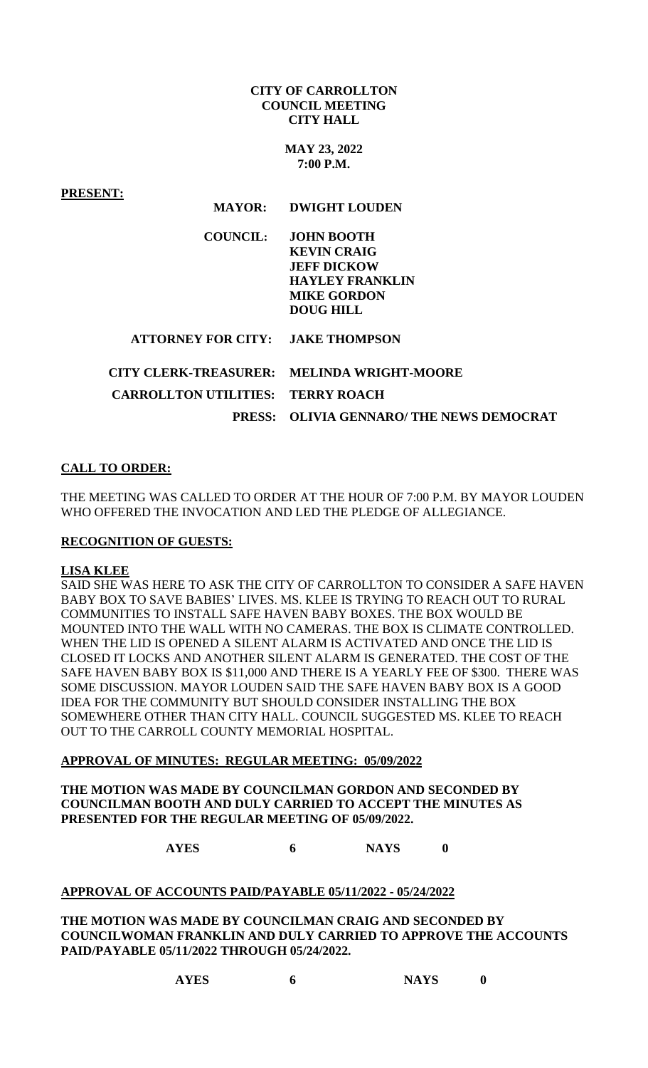**CITY OF CARROLLTON**
**COUNCIL MEETING**
**CITY HALL**

**MAY 23, 2022**
**7:00 P.M.**

**PRESENT:**

| | |
|---|---|
| **MAYOR:** | **DWIGHT LOUDEN** |
| **COUNCIL:** | **JOHN BOOTH** |
| | **KEVIN CRAIG** |
| | **JEFF DICKOW** |
| | **HAYLEY FRANKLIN** |
| | **MIKE GORDON** |
| | **DOUG HILL** |
| **ATTORNEY FOR CITY:** | **JAKE THOMPSON** |
| **CITY CLERK-TREASURER:** | **MELINDA WRIGHT-MOORE** |
| **CARROLLTON UTILITIES:** | **TERRY ROACH** |
| **PRESS:** | **OLIVIA GENNARO/ THE NEWS DEMOCRAT** |

**CALL TO ORDER:**

THE MEETING WAS CALLED TO ORDER AT THE HOUR OF 7:00 P.M. BY MAYOR LOUDEN WHO OFFERED THE INVOCATION AND LED THE PLEDGE OF ALLEGIANCE.

**RECOGNITION OF GUESTS:**

**LISA KLEE**

SAID SHE WAS HERE TO ASK THE CITY OF CARROLLTON TO CONSIDER A SAFE HAVEN BABY BOX TO SAVE BABIES' LIVES. MS. KLEE IS TRYING TO REACH OUT TO RURAL COMMUNITIES TO INSTALL SAFE HAVEN BABY BOXES. THE BOX WOULD BE MOUNTED INTO THE WALL WITH NO CAMERAS. THE BOX IS CLIMATE CONTROLLED. WHEN THE LID IS OPENED A SILENT ALARM IS ACTIVATED AND ONCE THE LID IS CLOSED IT LOCKS AND ANOTHER SILENT ALARM IS GENERATED. THE COST OF THE SAFE HAVEN BABY BOX IS $11,000 AND THERE IS A YEARLY FEE OF $300. THERE WAS SOME DISCUSSION. MAYOR LOUDEN SAID THE SAFE HAVEN BABY BOX IS A GOOD IDEA FOR THE COMMUNITY BUT SHOULD CONSIDER INSTALLING THE BOX SOMEWHERE OTHER THAN CITY HALL. COUNCIL SUGGESTED MS. KLEE TO REACH OUT TO THE CARROLL COUNTY MEMORIAL HOSPITAL.

**APPROVAL OF MINUTES: REGULAR MEETING: 05/09/2022**

**THE MOTION WAS MADE BY COUNCILMAN GORDON AND SECONDED BY COUNCILMAN BOOTH AND DULY CARRIED TO ACCEPT THE MINUTES AS PRESENTED FOR THE REGULAR MEETING OF 05/09/2022.**

**AYES 6 NAYS 0**

**APPROVAL OF ACCOUNTS PAID/PAYABLE 05/11/2022 - 05/24/2022**

**THE MOTION WAS MADE BY COUNCILMAN CRAIG AND SECONDED BY COUNCILWOMAN FRANKLIN AND DULY CARRIED TO APPROVE THE ACCOUNTS PAID/PAYABLE 05/11/2022 THROUGH 05/24/2022.**

**AYES 6 NAYS 0**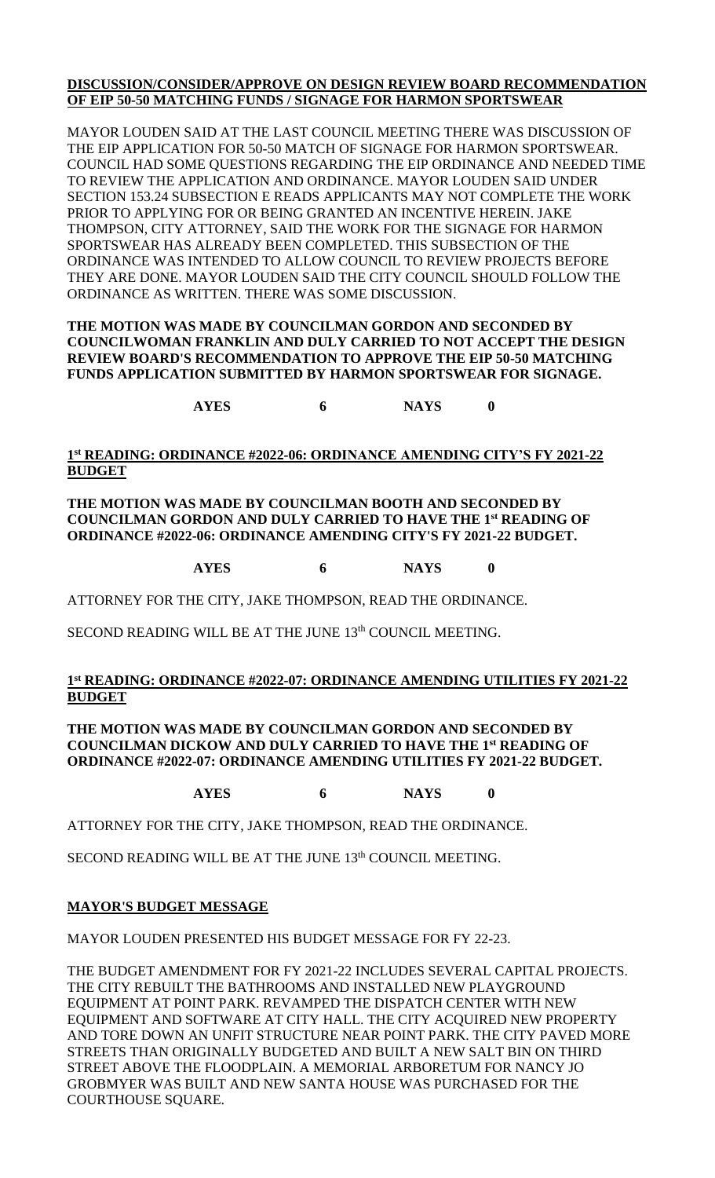**DISCUSSION/CONSIDER/APPROVE ON DESIGN REVIEW BOARD RECOMMENDATION OF EIP 50-50 MATCHING FUNDS / SIGNAGE FOR HARMON SPORTSWEAR**

MAYOR LOUDEN SAID AT THE LAST COUNCIL MEETING THERE WAS DISCUSSION OF THE EIP APPLICATION FOR 50-50 MATCH OF SIGNAGE FOR HARMON SPORTSWEAR. COUNCIL HAD SOME QUESTIONS REGARDING THE EIP ORDINANCE AND NEEDED TIME TO REVIEW THE APPLICATION AND ORDINANCE. MAYOR LOUDEN SAID UNDER SECTION 153.24 SUBSECTION E READS APPLICANTS MAY NOT COMPLETE THE WORK PRIOR TO APPLYING FOR OR BEING GRANTED AN INCENTIVE HEREIN. JAKE THOMPSON, CITY ATTORNEY, SAID THE WORK FOR THE SIGNAGE FOR HARMON SPORTSWEAR HAS ALREADY BEEN COMPLETED. THIS SUBSECTION OF THE ORDINANCE WAS INTENDED TO ALLOW COUNCIL TO REVIEW PROJECTS BEFORE THEY ARE DONE. MAYOR LOUDEN SAID THE CITY COUNCIL SHOULD FOLLOW THE ORDINANCE AS WRITTEN. THERE WAS SOME DISCUSSION.

**THE MOTION WAS MADE BY COUNCILMAN GORDON AND SECONDED BY COUNCILWOMAN FRANKLIN AND DULY CARRIED TO NOT ACCEPT THE DESIGN REVIEW BOARD'S RECOMMENDATION TO APPROVE THE EIP 50-50 MATCHING FUNDS APPLICATION SUBMITTED BY HARMON SPORTSWEAR FOR SIGNAGE.**

**AYES 6 NAYS 0**

**1st READING: ORDINANCE #2022-06: ORDINANCE AMENDING CITY'S FY 2021-22 BUDGET**

**THE MOTION WAS MADE BY COUNCILMAN BOOTH AND SECONDED BY COUNCILMAN GORDON AND DULY CARRIED TO HAVE THE 1st READING OF ORDINANCE #2022-06: ORDINANCE AMENDING CITY'S FY 2021-22 BUDGET.**

**AYES 6 NAYS 0**

ATTORNEY FOR THE CITY, JAKE THOMPSON, READ THE ORDINANCE.

SECOND READING WILL BE AT THE JUNE 13th COUNCIL MEETING.

**1st READING: ORDINANCE #2022-07: ORDINANCE AMENDING UTILITIES FY 2021-22 BUDGET**

**THE MOTION WAS MADE BY COUNCILMAN GORDON AND SECONDED BY COUNCILMAN DICKOW AND DULY CARRIED TO HAVE THE 1st READING OF ORDINANCE #2022-07: ORDINANCE AMENDING UTILITIES FY 2021-22 BUDGET.**

**AYES 6 NAYS 0**

ATTORNEY FOR THE CITY, JAKE THOMPSON, READ THE ORDINANCE.

SECOND READING WILL BE AT THE JUNE 13th COUNCIL MEETING.

**MAYOR'S BUDGET MESSAGE**

MAYOR LOUDEN PRESENTED HIS BUDGET MESSAGE FOR FY 22-23.

THE BUDGET AMENDMENT FOR FY 2021-22 INCLUDES SEVERAL CAPITAL PROJECTS. THE CITY REBUILT THE BATHROOMS AND INSTALLED NEW PLAYGROUND EQUIPMENT AT POINT PARK. REVAMPED THE DISPATCH CENTER WITH NEW EQUIPMENT AND SOFTWARE AT CITY HALL. THE CITY ACQUIRED NEW PROPERTY AND TORE DOWN AN UNFIT STRUCTURE NEAR POINT PARK. THE CITY PAVED MORE STREETS THAN ORIGINALLY BUDGETED AND BUILT A NEW SALT BIN ON THIRD STREET ABOVE THE FLOODPLAIN. A MEMORIAL ARBORETUM FOR NANCY JO GROBMYER WAS BUILT AND NEW SANTA HOUSE WAS PURCHASED FOR THE COURTHOUSE SQUARE.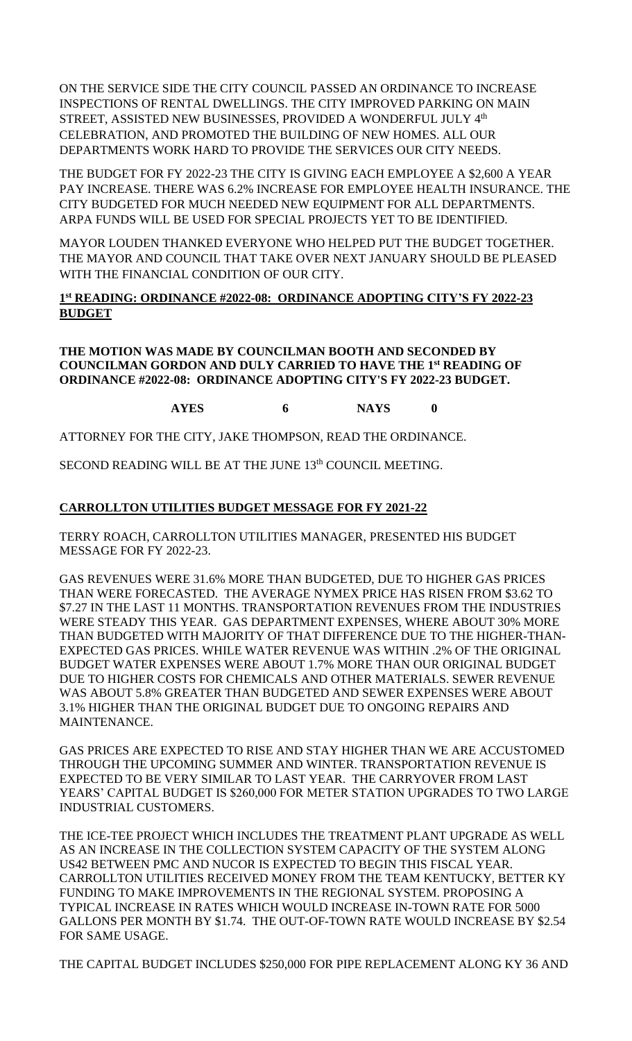ON THE SERVICE SIDE THE CITY COUNCIL PASSED AN ORDINANCE TO INCREASE INSPECTIONS OF RENTAL DWELLINGS. THE CITY IMPROVED PARKING ON MAIN STREET, ASSISTED NEW BUSINESSES, PROVIDED A WONDERFUL JULY 4th CELEBRATION, AND PROMOTED THE BUILDING OF NEW HOMES. ALL OUR DEPARTMENTS WORK HARD TO PROVIDE THE SERVICES OUR CITY NEEDS.

THE BUDGET FOR FY 2022-23 THE CITY IS GIVING EACH EMPLOYEE A $2,600 A YEAR PAY INCREASE. THERE WAS 6.2% INCREASE FOR EMPLOYEE HEALTH INSURANCE. THE CITY BUDGETED FOR MUCH NEEDED NEW EQUIPMENT FOR ALL DEPARTMENTS. ARPA FUNDS WILL BE USED FOR SPECIAL PROJECTS YET TO BE IDENTIFIED.

MAYOR LOUDEN THANKED EVERYONE WHO HELPED PUT THE BUDGET TOGETHER. THE MAYOR AND COUNCIL THAT TAKE OVER NEXT JANUARY SHOULD BE PLEASED WITH THE FINANCIAL CONDITION OF OUR CITY.

**1st READING: ORDINANCE #2022-08: ORDINANCE ADOPTING CITY'S FY 2022-23 BUDGET**

**THE MOTION WAS MADE BY COUNCILMAN BOOTH AND SECONDED BY COUNCILMAN GORDON AND DULY CARRIED TO HAVE THE 1st READING OF ORDINANCE #2022-08: ORDINANCE ADOPTING CITY'S FY 2022-23 BUDGET.**

**AYES 6 NAYS 0**

ATTORNEY FOR THE CITY, JAKE THOMPSON, READ THE ORDINANCE.

SECOND READING WILL BE AT THE JUNE 13th COUNCIL MEETING.

**CARROLLTON UTILITIES BUDGET MESSAGE FOR FY 2021-22**

TERRY ROACH, CARROLLTON UTILITIES MANAGER, PRESENTED HIS BUDGET MESSAGE FOR FY 2022-23.

GAS REVENUES WERE 31.6% MORE THAN BUDGETED, DUE TO HIGHER GAS PRICES THAN WERE FORECASTED. THE AVERAGE NYMEX PRICE HAS RISEN FROM $3.62 TO $7.27 IN THE LAST 11 MONTHS. TRANSPORTATION REVENUES FROM THE INDUSTRIES WERE STEADY THIS YEAR. GAS DEPARTMENT EXPENSES, WHERE ABOUT 30% MORE THAN BUDGETED WITH MAJORITY OF THAT DIFFERENCE DUE TO THE HIGHER-THAN-EXPECTED GAS PRICES. WHILE WATER REVENUE WAS WITHIN .2% OF THE ORIGINAL BUDGET WATER EXPENSES WERE ABOUT 1.7% MORE THAN OUR ORIGINAL BUDGET DUE TO HIGHER COSTS FOR CHEMICALS AND OTHER MATERIALS. SEWER REVENUE WAS ABOUT 5.8% GREATER THAN BUDGETED AND SEWER EXPENSES WERE ABOUT 3.1% HIGHER THAN THE ORIGINAL BUDGET DUE TO ONGOING REPAIRS AND MAINTENANCE.

GAS PRICES ARE EXPECTED TO RISE AND STAY HIGHER THAN WE ARE ACCUSTOMED THROUGH THE UPCOMING SUMMER AND WINTER. TRANSPORTATION REVENUE IS EXPECTED TO BE VERY SIMILAR TO LAST YEAR. THE CARRYOVER FROM LAST YEARS' CAPITAL BUDGET IS $260,000 FOR METER STATION UPGRADES TO TWO LARGE INDUSTRIAL CUSTOMERS.

THE ICE-TEE PROJECT WHICH INCLUDES THE TREATMENT PLANT UPGRADE AS WELL AS AN INCREASE IN THE COLLECTION SYSTEM CAPACITY OF THE SYSTEM ALONG US42 BETWEEN PMC AND NUCOR IS EXPECTED TO BEGIN THIS FISCAL YEAR. CARROLLTON UTILITIES RECEIVED MONEY FROM THE TEAM KENTUCKY, BETTER KY FUNDING TO MAKE IMPROVEMENTS IN THE REGIONAL SYSTEM. PROPOSING A TYPICAL INCREASE IN RATES WHICH WOULD INCREASE IN-TOWN RATE FOR 5000 GALLONS PER MONTH BY $1.74. THE OUT-OF-TOWN RATE WOULD INCREASE BY $2.54 FOR SAME USAGE.

THE CAPITAL BUDGET INCLUDES $250,000 FOR PIPE REPLACEMENT ALONG KY 36 AND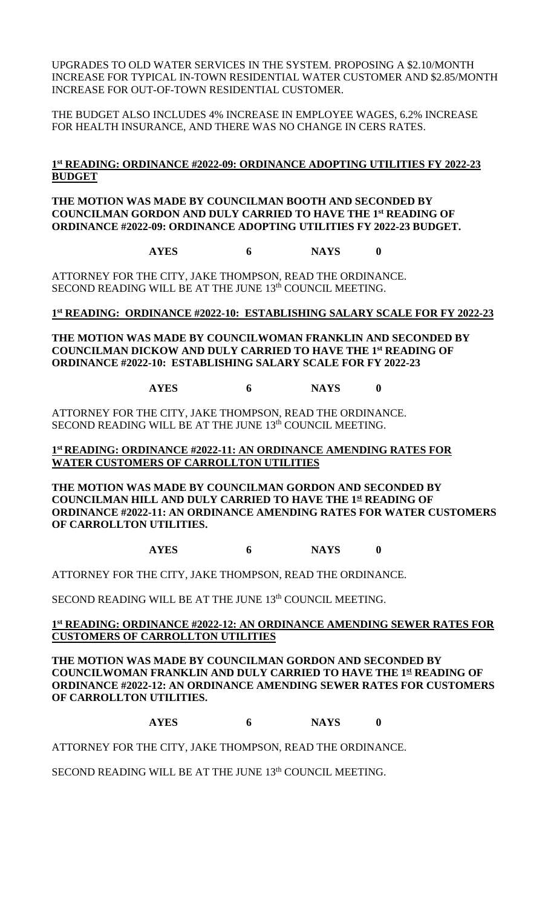UPGRADES TO OLD WATER SERVICES IN THE SYSTEM. PROPOSING A $2.10/MONTH INCREASE FOR TYPICAL IN-TOWN RESIDENTIAL WATER CUSTOMER AND $2.85/MONTH INCREASE FOR OUT-OF-TOWN RESIDENTIAL CUSTOMER.

THE BUDGET ALSO INCLUDES 4% INCREASE IN EMPLOYEE WAGES, 6.2% INCREASE FOR HEALTH INSURANCE, AND THERE WAS NO CHANGE IN CERS RATES.

**1st READING: ORDINANCE #2022-09: ORDINANCE ADOPTING UTILITIES FY 2022-23 BUDGET**

**THE MOTION WAS MADE BY COUNCILMAN BOOTH AND SECONDED BY COUNCILMAN GORDON AND DULY CARRIED TO HAVE THE 1st READING OF ORDINANCE #2022-09: ORDINANCE ADOPTING UTILITIES FY 2022-23 BUDGET.**

**AYES 6 NAYS 0**

ATTORNEY FOR THE CITY, JAKE THOMPSON, READ THE ORDINANCE. SECOND READING WILL BE AT THE JUNE 13th COUNCIL MEETING.

**1st READING: ORDINANCE #2022-10: ESTABLISHING SALARY SCALE FOR FY 2022-23**

**THE MOTION WAS MADE BY COUNCILWOMAN FRANKLIN AND SECONDED BY COUNCILMAN DICKOW AND DULY CARRIED TO HAVE THE 1st READING OF ORDINANCE #2022-10: ESTABLISHING SALARY SCALE FOR FY 2022-23**

**AYES 6 NAYS 0**

ATTORNEY FOR THE CITY, JAKE THOMPSON, READ THE ORDINANCE. SECOND READING WILL BE AT THE JUNE 13th COUNCIL MEETING.

**1st READING: ORDINANCE #2022-11: AN ORDINANCE AMENDING RATES FOR WATER CUSTOMERS OF CARROLLTON UTILITIES**

**THE MOTION WAS MADE BY COUNCILMAN GORDON AND SECONDED BY COUNCILMAN HILL AND DULY CARRIED TO HAVE THE 1st READING OF ORDINANCE #2022-11: AN ORDINANCE AMENDING RATES FOR WATER CUSTOMERS OF CARROLLTON UTILITIES.**

**AYES 6 NAYS 0**

ATTORNEY FOR THE CITY, JAKE THOMPSON, READ THE ORDINANCE.

SECOND READING WILL BE AT THE JUNE 13th COUNCIL MEETING.

**1st READING: ORDINANCE #2022-12: AN ORDINANCE AMENDING SEWER RATES FOR CUSTOMERS OF CARROLLTON UTILITIES**

**THE MOTION WAS MADE BY COUNCILMAN GORDON AND SECONDED BY COUNCILWOMAN FRANKLIN AND DULY CARRIED TO HAVE THE 1st READING OF ORDINANCE #2022-12: AN ORDINANCE AMENDING SEWER RATES FOR CUSTOMERS OF CARROLLTON UTILITIES.**

**AYES 6 NAYS 0**

ATTORNEY FOR THE CITY, JAKE THOMPSON, READ THE ORDINANCE.

SECOND READING WILL BE AT THE JUNE 13th COUNCIL MEETING.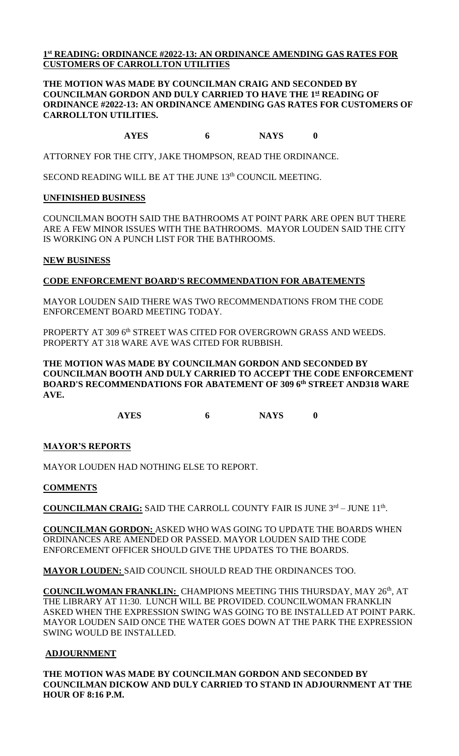**<u>1st READING: ORDINANCE #2022-13: AN ORDINANCE AMENDING GAS RATES FOR CUSTOMERS OF CARROLLTON UTILITIES</u>**

**THE MOTION WAS MADE BY COUNCILMAN CRAIG AND SECONDED BY COUNCILMAN GORDON AND DULY CARRIED TO HAVE THE 1st READING OF ORDINANCE #2022-13: AN ORDINANCE AMENDING GAS RATES FOR CUSTOMERS OF CARROLLTON UTILITIES.**

**AYES 6 NAYS 0**

ATTORNEY FOR THE CITY, JAKE THOMPSON, READ THE ORDINANCE.

SECOND READING WILL BE AT THE JUNE 13th COUNCIL MEETING.

**<u>UNFINISHED BUSINESS</u>**

COUNCILMAN BOOTH SAID THE BATHROOMS AT POINT PARK ARE OPEN BUT THERE ARE A FEW MINOR ISSUES WITH THE BATHROOMS. MAYOR LOUDEN SAID THE CITY IS WORKING ON A PUNCH LIST FOR THE BATHROOMS.

**<u>NEW BUSINESS</u>**

**<u>CODE ENFORCEMENT BOARD'S RECOMMENDATION FOR ABATEMENTS</u>**

MAYOR LOUDEN SAID THERE WAS TWO RECOMMENDATIONS FROM THE CODE ENFORCEMENT BOARD MEETING TODAY.

PROPERTY AT 309 6th STREET WAS CITED FOR OVERGROWN GRASS AND WEEDS. PROPERTY AT 318 WARE AVE WAS CITED FOR RUBBISH.

**THE MOTION WAS MADE BY COUNCILMAN GORDON AND SECONDED BY COUNCILMAN BOOTH AND DULY CARRIED TO ACCEPT THE CODE ENFORCEMENT BOARD'S RECOMMENDATIONS FOR ABATEMENT OF 309 6th STREET AND318 WARE AVE.**

**AYES 6 NAYS 0**

**<u>MAYOR'S REPORTS</u>**

MAYOR LOUDEN HAD NOTHING ELSE TO REPORT.

**<u>COMMENTS</u>**

**<u>COUNCILMAN CRAIG:</u>** SAID THE CARROLL COUNTY FAIR IS JUNE 3rd – JUNE 11th.

**<u>COUNCILMAN GORDON:</u>** ASKED WHO WAS GOING TO UPDATE THE BOARDS WHEN ORDINANCES ARE AMENDED OR PASSED. MAYOR LOUDEN SAID THE CODE ENFORCEMENT OFFICER SHOULD GIVE THE UPDATES TO THE BOARDS.

**<u>MAYOR LOUDEN:</u>** SAID COUNCIL SHOULD READ THE ORDINANCES TOO.

**<u>COUNCILWOMAN FRANKLIN:</u>** CHAMPIONS MEETING THIS THURSDAY, MAY 26th, AT THE LIBRARY AT 11:30. LUNCH WILL BE PROVIDED. COUNCILWOMAN FRANKLIN ASKED WHEN THE EXPRESSION SWING WAS GOING TO BE INSTALLED AT POINT PARK. MAYOR LOUDEN SAID ONCE THE WATER GOES DOWN AT THE PARK THE EXPRESSION SWING WOULD BE INSTALLED.

**<u>ADJOURNMENT</u>**

**THE MOTION WAS MADE BY COUNCILMAN GORDON AND SECONDED BY COUNCILMAN DICKOW AND DULY CARRIED TO STAND IN ADJOURNMENT AT THE HOUR OF 8:16 P.M.**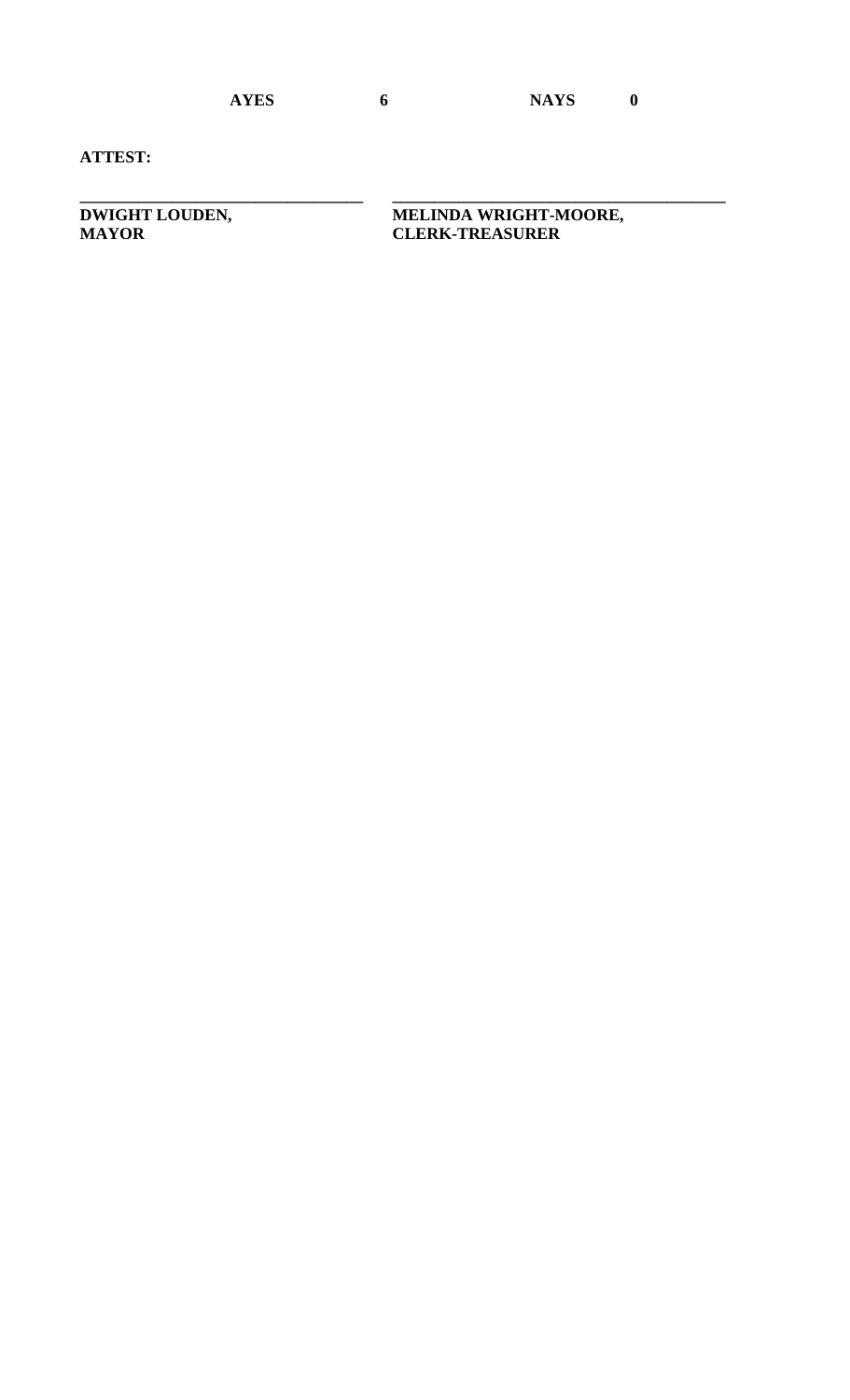**AYES 6 NAYS 0**

**ATTEST:**

\_\_\_\_\_\_\_\_\_\_\_\_\_\_\_\_\_\_\_\_\_\_\_\_\_\_\_\_\_\_\_\_\_\_\_\_ \_\_\_\_\_\_\_\_\_\_\_\_\_\_\_\_\_\_\_\_\_\_\_\_\_\_\_\_\_\_\_\_\_\_\_\_\_\_\_\_\_\_

| | |
|---|---|
| **DWIGHT LOUDEN,** | **MELINDA WRIGHT-MOORE,** |
| **MAYOR** | **CLERK-TREASURER** |